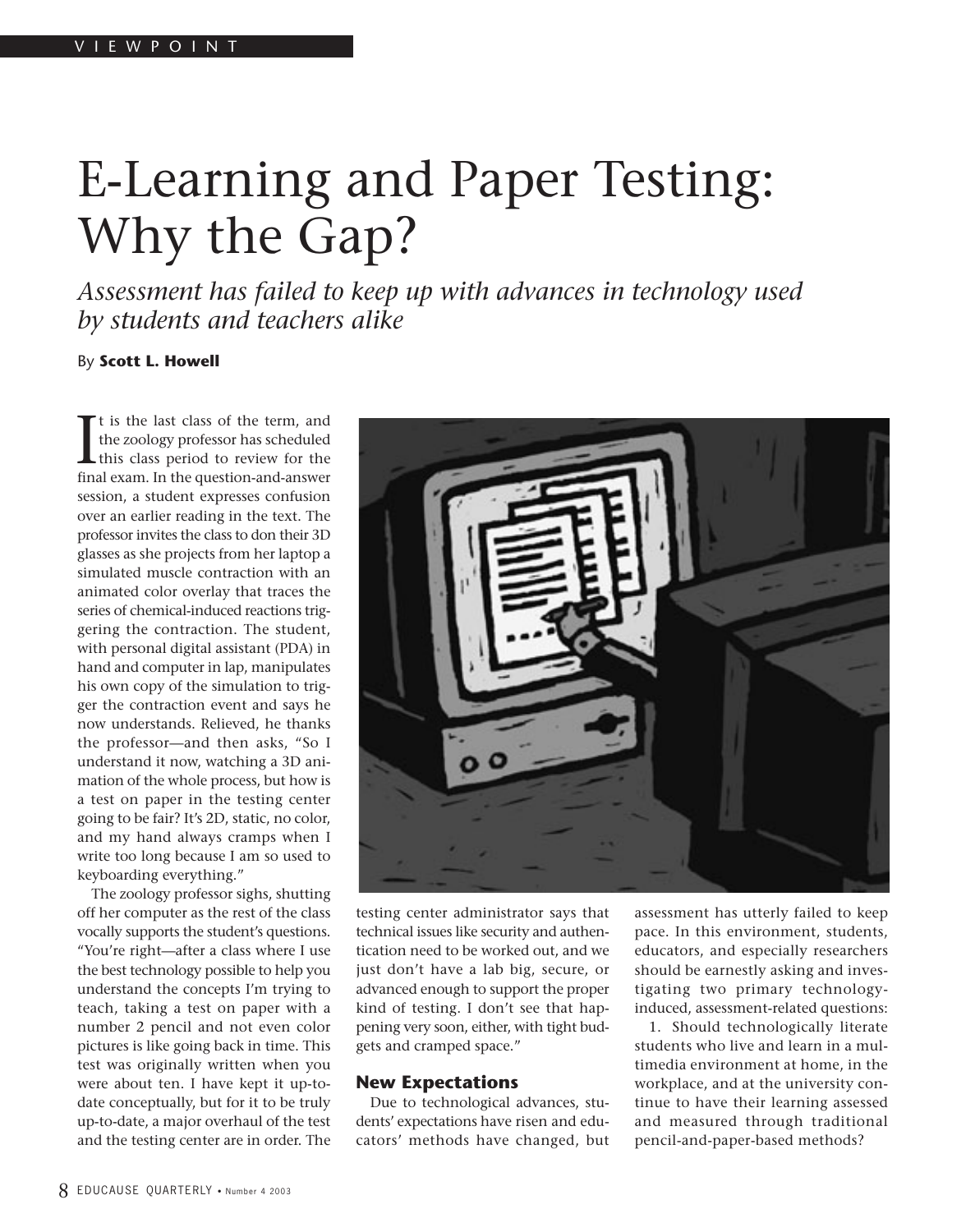VIEWPOINT

# E-Learning and Paper Testing: Why the Gap?

*Assessment has failed to keep up with advances in technology used by students and teachers alike*

By **Scott L. Howell**

It is the last class of the term, and the zoology professor has scheduled this class period to review for the final exam. In the question-and-answer session, a student expresses confusion over an earlier reading in the text. The professor invites the class to don their 3D glasses as she projects from her laptop a simulated muscle contraction with an animated color overlay that traces the series of chemical-induced reactions triggering the contraction. The student, with personal digital assistant (PDA) in hand and computer in lap, manipulates his own copy of the simulation to trigger the contraction event and says he now understands. Relieved, he thanks the professor—and then asks, "So I understand it now, watching a 3D animation of the whole process, but how is a test on paper in the testing center going to be fair? It's 2D, static, no color, and my hand always cramps when I write too long because I am so used to keyboarding everything."

The zoology professor sighs, shutting off her computer as the rest of the class vocally supports the student's questions. "You're right—after a class where I use the best technology possible to help you understand the concepts I'm trying to teach, taking a test on paper with a number 2 pencil and not even color pictures is like going back in time. This test was originally written when you were about ten. I have kept it up-to-date conceptually, but for it to be truly up-to-date, a major overhaul of the test and the testing center are in order. The testing center administrator says that technical issues like security and authentication need to be worked out, and we just don't have a lab big, secure, or advanced enough to support the proper kind of testing. I don't see that happening very soon, either, with tight budgets and cramped space."

## New Expectations

Due to technological advances, students' expectations have risen and educators' methods have changed, but assessment has utterly failed to keep pace. In this environment, students, educators, and especially researchers should be earnestly asking and investigating two primary technology-induced, assessment-related questions:

1. Should technologically literate students who live and learn in a multimedia environment at home, in the workplace, and at the university continue to have their learning assessed and measured through traditional pencil-and-paper-based methods?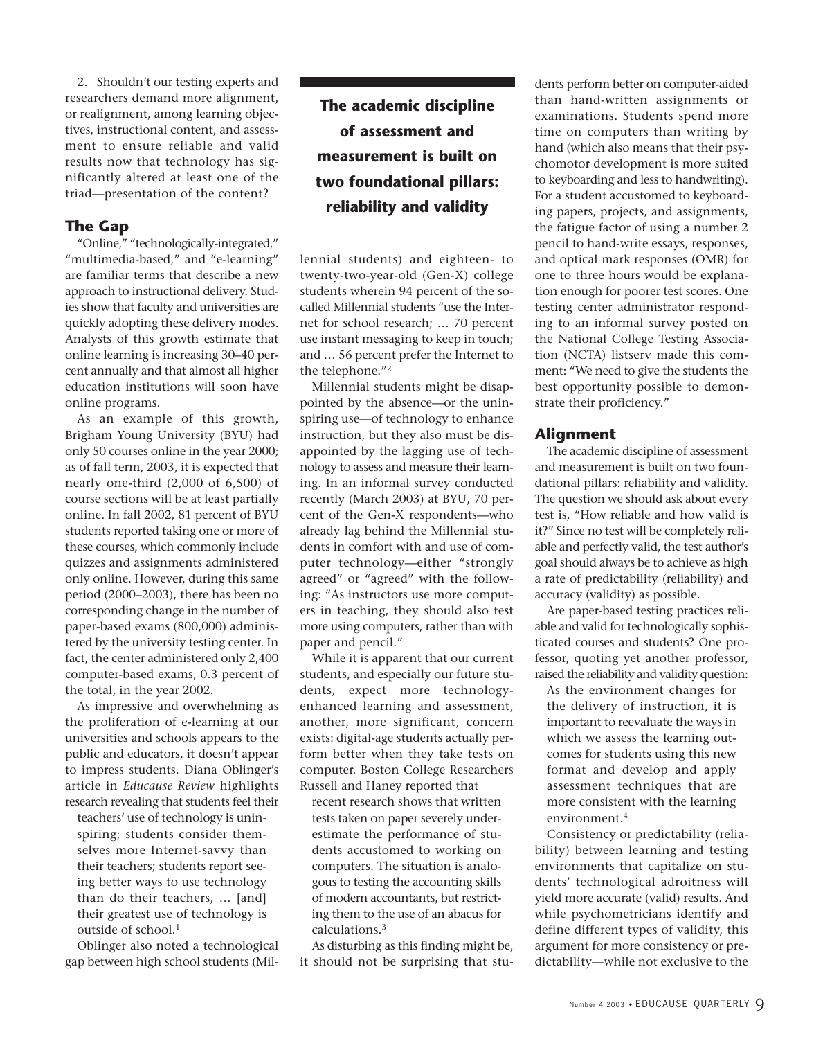2. Shouldn't our testing experts and researchers demand more alignment, or realignment, among learning objectives, instructional content, and assessment to ensure reliable and valid results now that technology has significantly altered at least one of the triad—presentation of the content?

## The Gap

"Online," "technologically-integrated," "multimedia-based," and "e-learning" are familiar terms that describe a new approach to instructional delivery. Studies show that faculty and universities are quickly adopting these delivery modes. Analysts of this growth estimate that online learning is increasing 30–40 percent annually and that almost all higher education institutions will soon have online programs.

As an example of this growth, Brigham Young University (BYU) had only 50 courses online in the year 2000; as of fall term, 2003, it is expected that nearly one-third (2,000 of 6,500) of course sections will be at least partially online. In fall 2002, 81 percent of BYU students reported taking one or more of these courses, which commonly include quizzes and assignments administered only online. However, during this same period (2000–2003), there has been no corresponding change in the number of paper-based exams (800,000) administered by the university testing center. In fact, the center administered only 2,400 computer-based exams, 0.3 percent of the total, in the year 2002.

As impressive and overwhelming as the proliferation of e-learning at our universities and schools appears to the public and educators, it doesn't appear to impress students. Diana Oblinger's article in *Educause Review* highlights research revealing that students feel their

> teachers' use of technology is uninspiring; students consider themselves more Internet-savvy than their teachers; students report seeing better ways to use technology than do their teachers, … [and] their greatest use of technology is outside of school.[1]

Oblinger also noted a technological gap between high school students (Millennial students) and eighteen- to twenty-two-year-old (Gen-X) college students wherein 94 percent of the so-called Millennial students "use the Internet for school research; … 70 percent use instant messaging to keep in touch; and … 56 percent prefer the Internet to the telephone."[2]

Millennial students might be disappointed by the absence—or the uninspiring use—of technology to enhance instruction, but they also must be disappointed by the lagging use of technology to assess and measure their learning. In an informal survey conducted recently (March 2003) at BYU, 70 percent of the Gen-X respondents—who already lag behind the Millennial students in comfort with and use of computer technology—either "strongly agreed" or "agreed" with the following: "As instructors use more computers in teaching, they should also test more using computers, rather than with paper and pencil."

While it is apparent that our current students, and especially our future students, expect more technology-enhanced learning and assessment, another, more significant, concern exists: digital-age students actually perform better when they take tests on computer. Boston College Researchers Russell and Haney reported that

> recent research shows that written tests taken on paper severely underestimate the performance of students accustomed to working on computers. The situation is analogous to testing the accounting skills of modern accountants, but restricting them to the use of an abacus for calculations.[3]

As disturbing as this finding might be, it should not be surprising that students perform better on computer-aided than hand-written assignments or examinations. Students spend more time on computers than writing by hand (which also means that their psychomotor development is more suited to keyboarding and less to handwriting). For a student accustomed to keyboarding papers, projects, and assignments, the fatigue factor of using a number 2 pencil to hand-write essays, responses, and optical mark responses (OMR) for one to three hours would be explanation enough for poorer test scores. One testing center administrator responding to an informal survey posted on the National College Testing Association (NCTA) listserv made this comment: "We need to give the students the best opportunity possible to demonstrate their proficiency."

**The academic discipline of assessment and measurement is built on two foundational pillars: reliability and validity**

## Alignment

The academic discipline of assessment and measurement is built on two foundational pillars: reliability and validity. The question we should ask about every test is, "How reliable and how valid is it?" Since no test will be completely reliable and perfectly valid, the test author's goal should always be to achieve as high a rate of predictability (reliability) and accuracy (validity) as possible.

Are paper-based testing practices reliable and valid for technologically sophisticated courses and students? One professor, quoting yet another professor, raised the reliability and validity question:

> As the environment changes for the delivery of instruction, it is important to reevaluate the ways in which we assess the learning outcomes for students using this new format and develop and apply assessment techniques that are more consistent with the learning environment.[4]

Consistency or predictability (reliability) between learning and testing environments that capitalize on students' technological adroitness will yield more accurate (valid) results. And while psychometricians identify and define different types of validity, this argument for more consistency or predictability—while not exclusive to the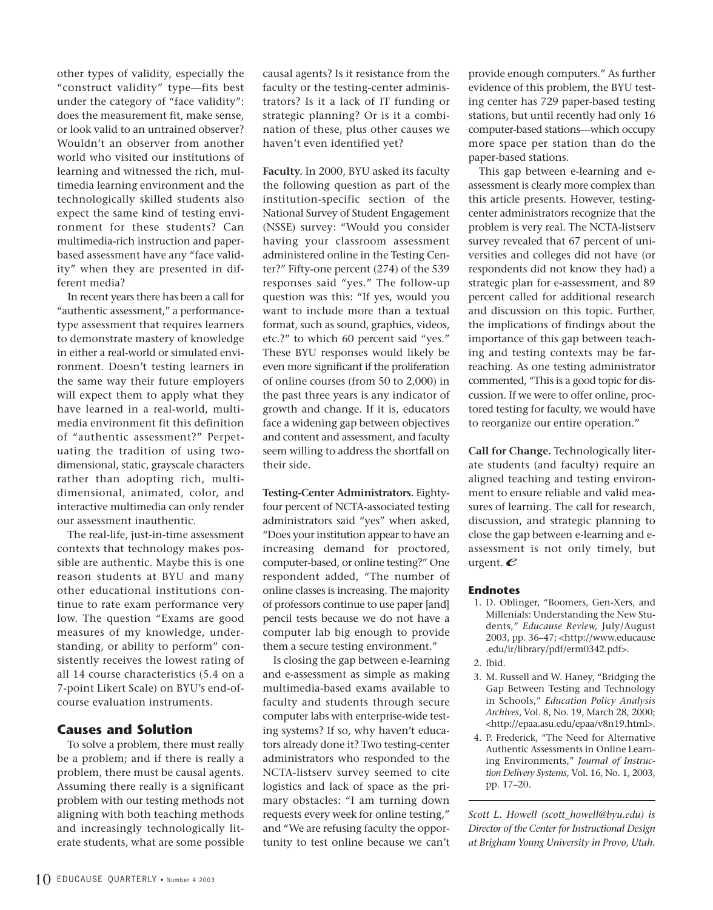other types of validity, especially the "construct validity" type—fits best under the category of "face validity": does the measurement fit, make sense, or look valid to an untrained observer? Wouldn't an observer from another world who visited our institutions of learning and witnessed the rich, multimedia learning environment and the technologically skilled students also expect the same kind of testing environment for these students? Can multimedia-rich instruction and paper-based assessment have any "face validity" when they are presented in different media?

In recent years there has been a call for "authentic assessment," a performance-type assessment that requires learners to demonstrate mastery of knowledge in either a real-world or simulated environment. Doesn't testing learners in the same way their future employers will expect them to apply what they have learned in a real-world, multimedia environment fit this definition of "authentic assessment?" Perpetuating the tradition of using two-dimensional, static, grayscale characters rather than adopting rich, multidimensional, animated, color, and interactive multimedia can only render our assessment inauthentic.

The real-life, just-in-time assessment contexts that technology makes possible are authentic. Maybe this is one reason students at BYU and many other educational institutions continue to rate exam performance very low. The question "Exams are good measures of my knowledge, understanding, or ability to perform" consistently receives the lowest rating of all 14 course characteristics (5.4 on a 7-point Likert Scale) on BYU's end-of-course evaluation instruments.

## Causes and Solution

To solve a problem, there must really be a problem; and if there is really a problem, there must be causal agents. Assuming there really is a significant problem with our testing methods not aligning with both teaching methods and increasingly technologically literate students, what are some possible causal agents? Is it resistance from the faculty or the testing-center administrators? Is it a lack of IT funding or strategic planning? Or is it a combination of these, plus other causes we haven't even identified yet?

**Faculty.** In 2000, BYU asked its faculty the following question as part of the institution-specific section of the National Survey of Student Engagement (NSSE) survey: "Would you consider having your classroom assessment administered online in the Testing Center?" Fifty-one percent (274) of the 539 responses said "yes." The follow-up question was this: "If yes, would you want to include more than a textual format, such as sound, graphics, videos, etc.?" to which 60 percent said "yes." These BYU responses would likely be even more significant if the proliferation of online courses (from 50 to 2,000) in the past three years is any indicator of growth and change. If it is, educators face a widening gap between objectives and content and assessment, and faculty seem willing to address the shortfall on their side.

**Testing-Center Administrators.** Eighty-four percent of NCTA-associated testing administrators said "yes" when asked, "Does your institution appear to have an increasing demand for proctored, computer-based, or online testing?" One respondent added, "The number of online classes is increasing. The majority of professors continue to use paper [and] pencil tests because we do not have a computer lab big enough to provide them a secure testing environment."

Is closing the gap between e-learning and e-assessment as simple as making multimedia-based exams available to faculty and students through secure computer labs with enterprise-wide testing systems? If so, why haven't educators already done it? Two testing-center administrators who responded to the NCTA-listserv survey seemed to cite logistics and lack of space as the primary obstacles: "I am turning down requests every week for online testing," and "We are refusing faculty the opportunity to test online because we can't provide enough computers." As further evidence of this problem, the BYU testing center has 729 paper-based testing stations, but until recently had only 16 computer-based stations—which occupy more space per station than do the paper-based stations.

This gap between e-learning and e-assessment is clearly more complex than this article presents. However, testing-center administrators recognize that the problem is very real. The NCTA-listserv survey revealed that 67 percent of universities and colleges did not have (or respondents did not know they had) a strategic plan for e-assessment, and 89 percent called for additional research and discussion on this topic. Further, the implications of findings about the importance of this gap between teaching and testing contexts may be far-reaching. As one testing administrator commented, "This is a good topic for discussion. If we were to offer online, proctored testing for faculty, we would have to reorganize our entire operation."

**Call for Change.** Technologically literate students (and faculty) require an aligned teaching and testing environment to ensure reliable and valid measures of learning. The call for research, discussion, and strategic planning to close the gap between e-learning and e-assessment is not only timely, but urgent. *e*

### Endnotes

1. D. Oblinger, "Boomers, Gen-Xers, and Millenials: Understanding the New Students," *Educause Review,* July/August 2003, pp. 36–47; <http://www.educause.edu/ir/library/pdf/erm0342.pdf>.
2. Ibid.
3. M. Russell and W. Haney, "Bridging the Gap Between Testing and Technology in Schools," *Education Policy Analysis Archives*, Vol. 8, No. 19, March 28, 2000; <http://epaa.asu.edu/epaa/v8n19.html>.
4. P. Frederick, "The Need for Alternative Authentic Assessments in Online Learning Environments," *Journal of Instruction Delivery Systems*, Vol. 16, No. 1, 2003, pp. 17–20.

---

*Scott L. Howell (scott_howell@byu.edu) is Director of the Center for Instructional Design at Brigham Young University in Provo, Utah.*